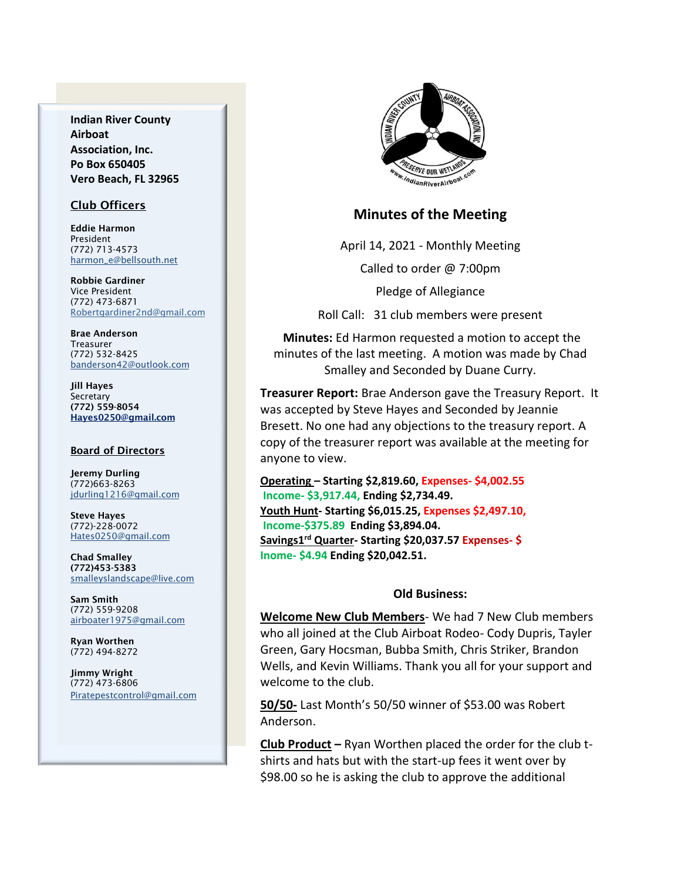**Indian River County Airboat Association, Inc.**
**Po Box 650405**
**Vero Beach, FL 32965**

## Club Officers

**Eddie Harmon**
President
(772) 713-4573
harmon_e@bellsouth.net

**Robbie Gardiner**
Vice President
(772) 473-6871
Robertgardiner2nd@gmail.com

**Brae Anderson**
Treasurer
(772) 532-8425
banderson42@outlook.com

**Jill Hayes**
Secretary
**(772) 559-8054**
**Hayes0250@gmail.com**

## Board of Directors

**Jeremy Durling**
(772)663-8263
jdurling1216@gmail.com

**Steve Hayes**
(772)-228-0072
Hates0250@gmail.com

**Chad Smalley**
**(772)453-5383**
smalleyslandscape@live.com

**Sam Smith**
(772) 559-9208
airboater1975@gmail.com

**Ryan Worthen**
(772) 494-8272

**Jimmy Wright**
(772) 473-6806
Piratepestcontrol@gmail.com

## Minutes of the Meeting

April 14, 2021 - Monthly Meeting

Called to order @ 7:00pm

Pledge of Allegiance

Roll Call: 31 club members were present

**Minutes:** Ed Harmon requested a motion to accept the minutes of the last meeting. A motion was made by Chad Smalley and Seconded by Duane Curry.

**Treasurer Report:** Brae Anderson gave the Treasury Report. It was accepted by Steve Hayes and Seconded by Jeannie Bresett. No one had any objections to the treasury report. A copy of the treasurer report was available at the meeting for anyone to view.

**Operating – Starting $2,819.60, Expenses- $4,002.55 Income- $3,917.44, Ending $2,734.49.**
**Youth Hunt- Starting $6,015.25, Expenses $2,497.10, Income-$375.89 Ending $3,894.04.**
**Savings1rd Quarter- Starting $20,037.57 Expenses- $ Inome- $4.94 Ending $20,042.51.**

### Old Business:

**Welcome New Club Members**- We had 7 New Club members who all joined at the Club Airboat Rodeo- Cody Dupris, Tayler Green, Gary Hocsman, Bubba Smith, Chris Striker, Brandon Wells, and Kevin Williams. Thank you all for your support and welcome to the club.

**50/50-** Last Month's 50/50 winner of $53.00 was Robert Anderson.

**Club Product –** Ryan Worthen placed the order for the club t-shirts and hats but with the start-up fees it went over by $98.00 so he is asking the club to approve the additional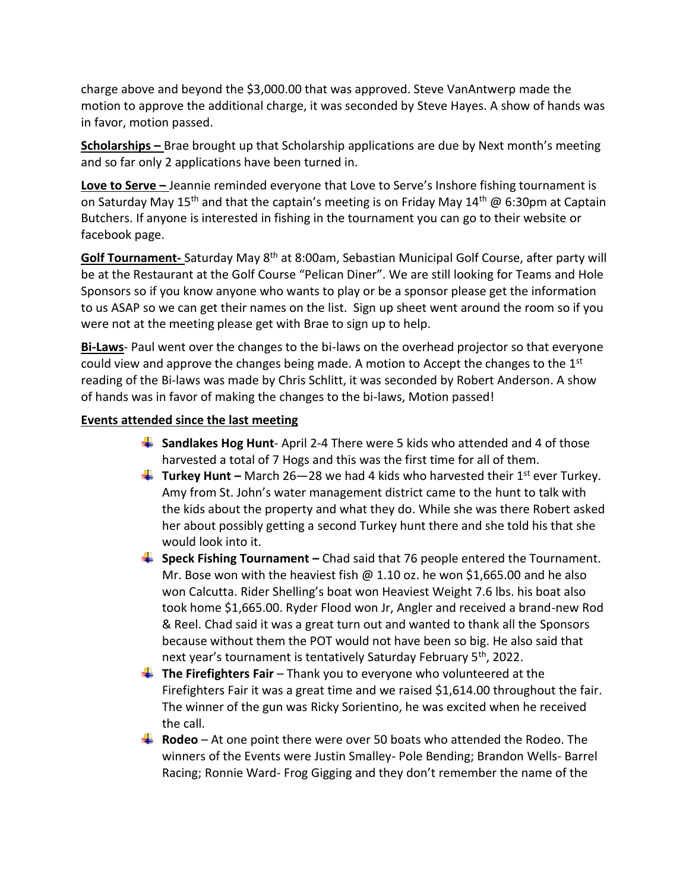charge above and beyond the $3,000.00 that was approved. Steve VanAntwerp made the motion to approve the additional charge, it was seconded by Steve Hayes. A show of hands was in favor, motion passed.

**Scholarships –** Brae brought up that Scholarship applications are due by Next month's meeting and so far only 2 applications have been turned in.

**Love to Serve –** Jeannie reminded everyone that Love to Serve's Inshore fishing tournament is on Saturday May 15th and that the captain's meeting is on Friday May 14th @ 6:30pm at Captain Butchers. If anyone is interested in fishing in the tournament you can go to their website or facebook page.

**Golf Tournament-** Saturday May 8th at 8:00am, Sebastian Municipal Golf Course, after party will be at the Restaurant at the Golf Course "Pelican Diner". We are still looking for Teams and Hole Sponsors so if you know anyone who wants to play or be a sponsor please get the information to us ASAP so we can get their names on the list. Sign up sheet went around the room so if you were not at the meeting please get with Brae to sign up to help.

**Bi-Laws**- Paul went over the changes to the bi-laws on the overhead projector so that everyone could view and approve the changes being made. A motion to Accept the changes to the 1st reading of the Bi-laws was made by Chris Schlitt, it was seconded by Robert Anderson. A show of hands was in favor of making the changes to the bi-laws, Motion passed!

**Events attended since the last meeting**

- **Sandlakes Hog Hunt**- April 2-4 There were 5 kids who attended and 4 of those harvested a total of 7 Hogs and this was the first time for all of them.
- **Turkey Hunt –** March 26—28 we had 4 kids who harvested their 1st ever Turkey. Amy from St. John's water management district came to the hunt to talk with the kids about the property and what they do. While she was there Robert asked her about possibly getting a second Turkey hunt there and she told his that she would look into it.
- **Speck Fishing Tournament –** Chad said that 76 people entered the Tournament. Mr. Bose won with the heaviest fish @ 1.10 oz. he won $1,665.00 and he also won Calcutta. Rider Shelling's boat won Heaviest Weight 7.6 lbs. his boat also took home $1,665.00. Ryder Flood won Jr, Angler and received a brand-new Rod & Reel. Chad said it was a great turn out and wanted to thank all the Sponsors because without them the POT would not have been so big. He also said that next year's tournament is tentatively Saturday February 5th, 2022.
- **The Firefighters Fair** – Thank you to everyone who volunteered at the Firefighters Fair it was a great time and we raised $1,614.00 throughout the fair. The winner of the gun was Ricky Sorientino, he was excited when he received the call.
- **Rodeo** – At one point there were over 50 boats who attended the Rodeo. The winners of the Events were Justin Smalley- Pole Bending; Brandon Wells- Barrel Racing; Ronnie Ward- Frog Gigging and they don't remember the name of the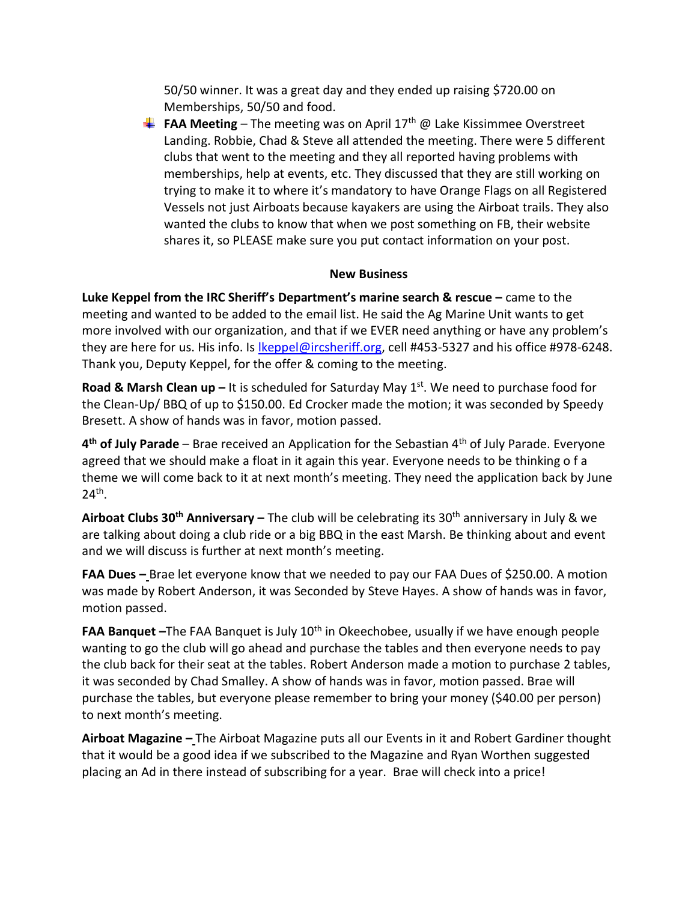50/50 winner. It was a great day and they ended up raising $720.00 on Memberships, 50/50 and food.

- **FAA Meeting** – The meeting was on April 17th @ Lake Kissimmee Overstreet Landing. Robbie, Chad & Steve all attended the meeting. There were 5 different clubs that went to the meeting and they all reported having problems with memberships, help at events, etc. They discussed that they are still working on trying to make it to where it's mandatory to have Orange Flags on all Registered Vessels not just Airboats because kayakers are using the Airboat trails. They also wanted the clubs to know that when we post something on FB, their website shares it, so PLEASE make sure you put contact information on your post.

**New Business**

**Luke Keppel from the IRC Sheriff's Department's marine search & rescue –** came to the meeting and wanted to be added to the email list. He said the Ag Marine Unit wants to get more involved with our organization, and that if we EVER need anything or have any problem's they are here for us. His info. Is lkeppel@ircsheriff.org, cell #453-5327 and his office #978-6248. Thank you, Deputy Keppel, for the offer & coming to the meeting.

**Road & Marsh Clean up –** It is scheduled for Saturday May 1st. We need to purchase food for the Clean-Up/ BBQ of up to $150.00. Ed Crocker made the motion; it was seconded by Speedy Bresett. A show of hands was in favor, motion passed.

**4th of July Parade** – Brae received an Application for the Sebastian 4th of July Parade. Everyone agreed that we should make a float in it again this year. Everyone needs to be thinking o f a theme we will come back to it at next month's meeting. They need the application back by June 24th.

**Airboat Clubs 30th Anniversary –** The club will be celebrating its 30th anniversary in July & we are talking about doing a club ride or a big BBQ in the east Marsh. Be thinking about and event and we will discuss is further at next month's meeting.

**FAA Dues –** Brae let everyone know that we needed to pay our FAA Dues of $250.00. A motion was made by Robert Anderson, it was Seconded by Steve Hayes. A show of hands was in favor, motion passed.

**FAA Banquet –**The FAA Banquet is July 10th in Okeechobee, usually if we have enough people wanting to go the club will go ahead and purchase the tables and then everyone needs to pay the club back for their seat at the tables. Robert Anderson made a motion to purchase 2 tables, it was seconded by Chad Smalley. A show of hands was in favor, motion passed. Brae will purchase the tables, but everyone please remember to bring your money ($40.00 per person) to next month's meeting.

**Airboat Magazine –** The Airboat Magazine puts all our Events in it and Robert Gardiner thought that it would be a good idea if we subscribed to the Magazine and Ryan Worthen suggested placing an Ad in there instead of subscribing for a year. Brae will check into a price!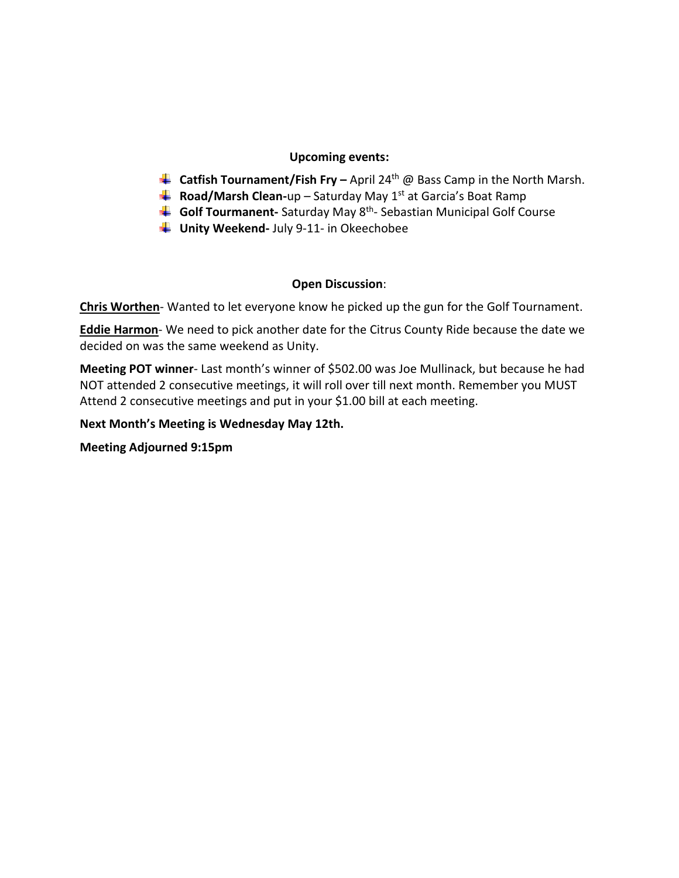**Upcoming events:**

- **Catfish Tournament/Fish Fry –** April 24th @ Bass Camp in the North Marsh.
- **Road/Marsh Clean-**up – Saturday May 1st at Garcia's Boat Ramp
- **Golf Tourmanent-** Saturday May 8th- Sebastian Municipal Golf Course
- **Unity Weekend-** July 9-11- in Okeechobee

**Open Discussion**:

**Chris Worthen**- Wanted to let everyone know he picked up the gun for the Golf Tournament.

**Eddie Harmon**- We need to pick another date for the Citrus County Ride because the date we decided on was the same weekend as Unity.

**Meeting POT winner**- Last month's winner of $502.00 was Joe Mullinack, but because he had NOT attended 2 consecutive meetings, it will roll over till next month. Remember you MUST Attend 2 consecutive meetings and put in your $1.00 bill at each meeting.

**Next Month's Meeting is Wednesday May 12th.**

**Meeting Adjourned 9:15pm**